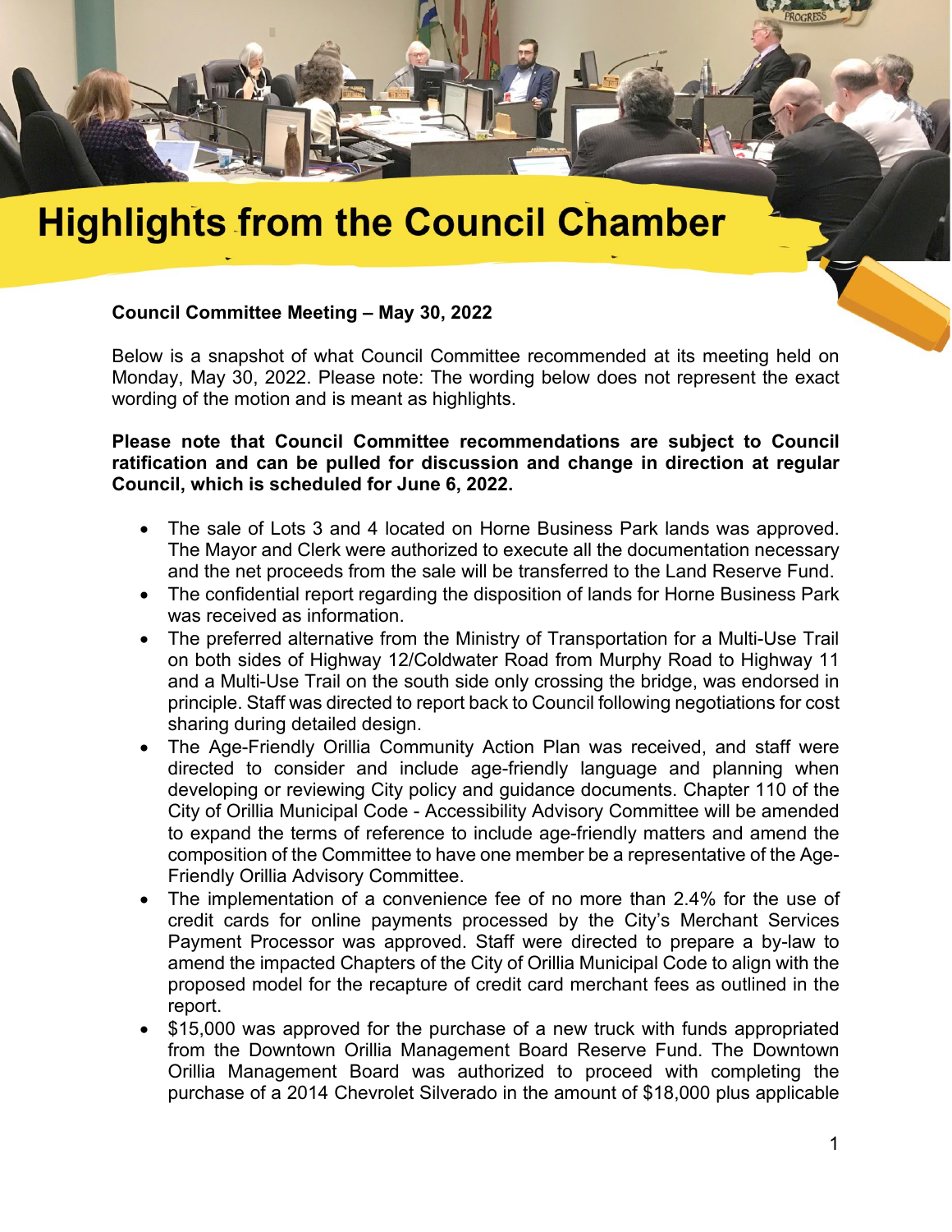# Highlights from the Council Chamber

**Council Committee Meeting – May 30, 2022**

Below is a snapshot of what Council Committee recommended at its meeting held on Monday, May 30, 2022. Please note: The wording below does not represent the exact wording of the motion and is meant as highlights.

**Please note that Council Committee recommendations are subject to Council ratification and can be pulled for discussion and change in direction at regular Council, which is scheduled for June 6, 2022.**

- The sale of Lots 3 and 4 located on Horne Business Park lands was approved. The Mayor and Clerk were authorized to execute all the documentation necessary and the net proceeds from the sale will be transferred to the Land Reserve Fund.
- The confidential report regarding the disposition of lands for Horne Business Park was received as information.
- The preferred alternative from the Ministry of Transportation for a Multi-Use Trail on both sides of Highway 12/Coldwater Road from Murphy Road to Highway 11 and a Multi-Use Trail on the south side only crossing the bridge, was endorsed in principle. Staff was directed to report back to Council following negotiations for cost sharing during detailed design.
- The Age-Friendly Orillia Community Action Plan was received, and staff were directed to consider and include age-friendly language and planning when developing or reviewing City policy and guidance documents. Chapter 110 of the City of Orillia Municipal Code - Accessibility Advisory Committee will be amended to expand the terms of reference to include age-friendly matters and amend the composition of the Committee to have one member be a representative of the Age-Friendly Orillia Advisory Committee.
- The implementation of a convenience fee of no more than 2.4% for the use of credit cards for online payments processed by the City's Merchant Services Payment Processor was approved. Staff were directed to prepare a by-law to amend the impacted Chapters of the City of Orillia Municipal Code to align with the proposed model for the recapture of credit card merchant fees as outlined in the report.
- $15,000 was approved for the purchase of a new truck with funds appropriated from the Downtown Orillia Management Board Reserve Fund. The Downtown Orillia Management Board was authorized to proceed with completing the purchase of a 2014 Chevrolet Silverado in the amount of $18,000 plus applicable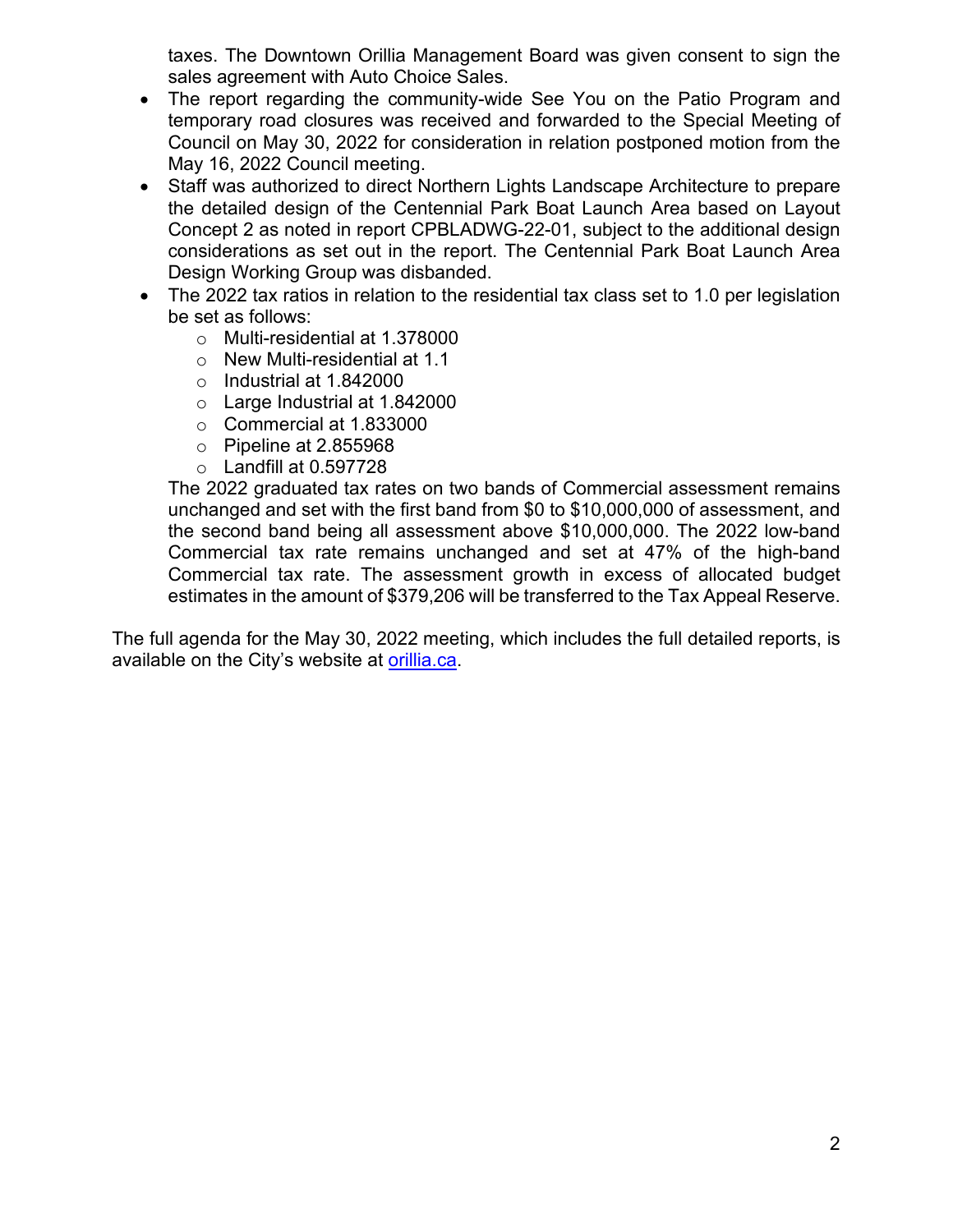taxes. The Downtown Orillia Management Board was given consent to sign the sales agreement with Auto Choice Sales.

- The report regarding the community-wide See You on the Patio Program and temporary road closures was received and forwarded to the Special Meeting of Council on May 30, 2022 for consideration in relation postponed motion from the May 16, 2022 Council meeting.
- Staff was authorized to direct Northern Lights Landscape Architecture to prepare the detailed design of the Centennial Park Boat Launch Area based on Layout Concept 2 as noted in report CPBLADWG-22-01, subject to the additional design considerations as set out in the report. The Centennial Park Boat Launch Area Design Working Group was disbanded.
- The 2022 tax ratios in relation to the residential tax class set to 1.0 per legislation be set as follows:
  - Multi-residential at 1.378000
  - New Multi-residential at 1.1
  - Industrial at 1.842000
  - Large Industrial at 1.842000
  - Commercial at 1.833000
  - Pipeline at 2.855968
  - Landfill at 0.597728

  The 2022 graduated tax rates on two bands of Commercial assessment remains unchanged and set with the first band from $0 to $10,000,000 of assessment, and the second band being all assessment above $10,000,000. The 2022 low-band Commercial tax rate remains unchanged and set at 47% of the high-band Commercial tax rate. The assessment growth in excess of allocated budget estimates in the amount of $379,206 will be transferred to the Tax Appeal Reserve.

The full agenda for the May 30, 2022 meeting, which includes the full detailed reports, is available on the City's website at [orillia.ca](orillia.ca).